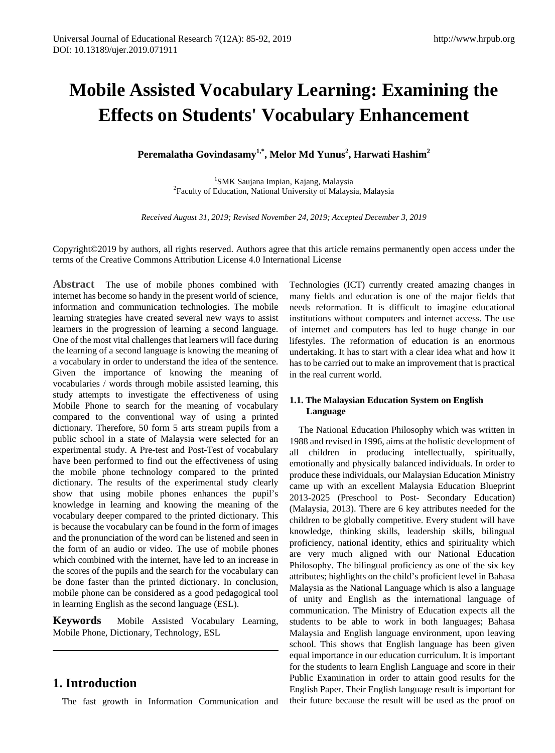# Mobile Assisted Vocabulary Learning: Examining the Effects on Students' Vocabulary Enhancement

**Peremalatha Govindasamy[1,*], Melor Md Yunus[2], Harwati Hashim[2]**

[1]SMK Saujana Impian, Kajang, Malaysia
[2]Faculty of Education, National University of Malaysia, Malaysia

*Received August 31, 2019; Revised November 24, 2019; Accepted December 3, 2019*

Copyright©2019 by authors, all rights reserved. Authors agree that this article remains permanently open access under the terms of the Creative Commons Attribution License 4.0 International License

**Abstract** The use of mobile phones combined with internet has become so handy in the present world of science, information and communication technologies. The mobile learning strategies have created several new ways to assist learners in the progression of learning a second language. One of the most vital challenges that learners will face during the learning of a second language is knowing the meaning of a vocabulary in order to understand the idea of the sentence. Given the importance of knowing the meaning of vocabularies / words through mobile assisted learning, this study attempts to investigate the effectiveness of using Mobile Phone to search for the meaning of vocabulary compared to the conventional way of using a printed dictionary. Therefore, 50 form 5 arts stream pupils from a public school in a state of Malaysia were selected for an experimental study. A Pre-test and Post-Test of vocabulary have been performed to find out the effectiveness of using the mobile phone technology compared to the printed dictionary. The results of the experimental study clearly show that using mobile phones enhances the pupil's knowledge in learning and knowing the meaning of the vocabulary deeper compared to the printed dictionary. This is because the vocabulary can be found in the form of images and the pronunciation of the word can be listened and seen in the form of an audio or video. The use of mobile phones which combined with the internet, have led to an increase in the scores of the pupils and the search for the vocabulary can be done faster than the printed dictionary. In conclusion, mobile phone can be considered as a good pedagogical tool in learning English as the second language (ESL).

**Keywords** Mobile Assisted Vocabulary Learning, Mobile Phone, Dictionary, Technology, ESL

## 1. Introduction

The fast growth in Information Communication and Technologies (ICT) currently created amazing changes in many fields and education is one of the major fields that needs reformation. It is difficult to imagine educational institutions without computers and internet access. The use of internet and computers has led to huge change in our lifestyles. The reformation of education is an enormous undertaking. It has to start with a clear idea what and how it has to be carried out to make an improvement that is practical in the real current world.

### 1.1. The Malaysian Education System on English Language

The National Education Philosophy which was written in 1988 and revised in 1996, aims at the holistic development of all children in producing intellectually, spiritually, emotionally and physically balanced individuals. In order to produce these individuals, our Malaysian Education Ministry came up with an excellent Malaysia Education Blueprint 2013-2025 (Preschool to Post- Secondary Education) (Malaysia, 2013). There are 6 key attributes needed for the children to be globally competitive. Every student will have knowledge, thinking skills, leadership skills, bilingual proficiency, national identity, ethics and spirituality which are very much aligned with our National Education Philosophy. The bilingual proficiency as one of the six key attributes; highlights on the child's proficient level in Bahasa Malaysia as the National Language which is also a language of unity and English as the international language of communication. The Ministry of Education expects all the students to be able to work in both languages; Bahasa Malaysia and English language environment, upon leaving school. This shows that English language has been given equal importance in our education curriculum. It is important for the students to learn English Language and score in their Public Examination in order to attain good results for the English Paper. Their English language result is important for their future because the result will be used as the proof on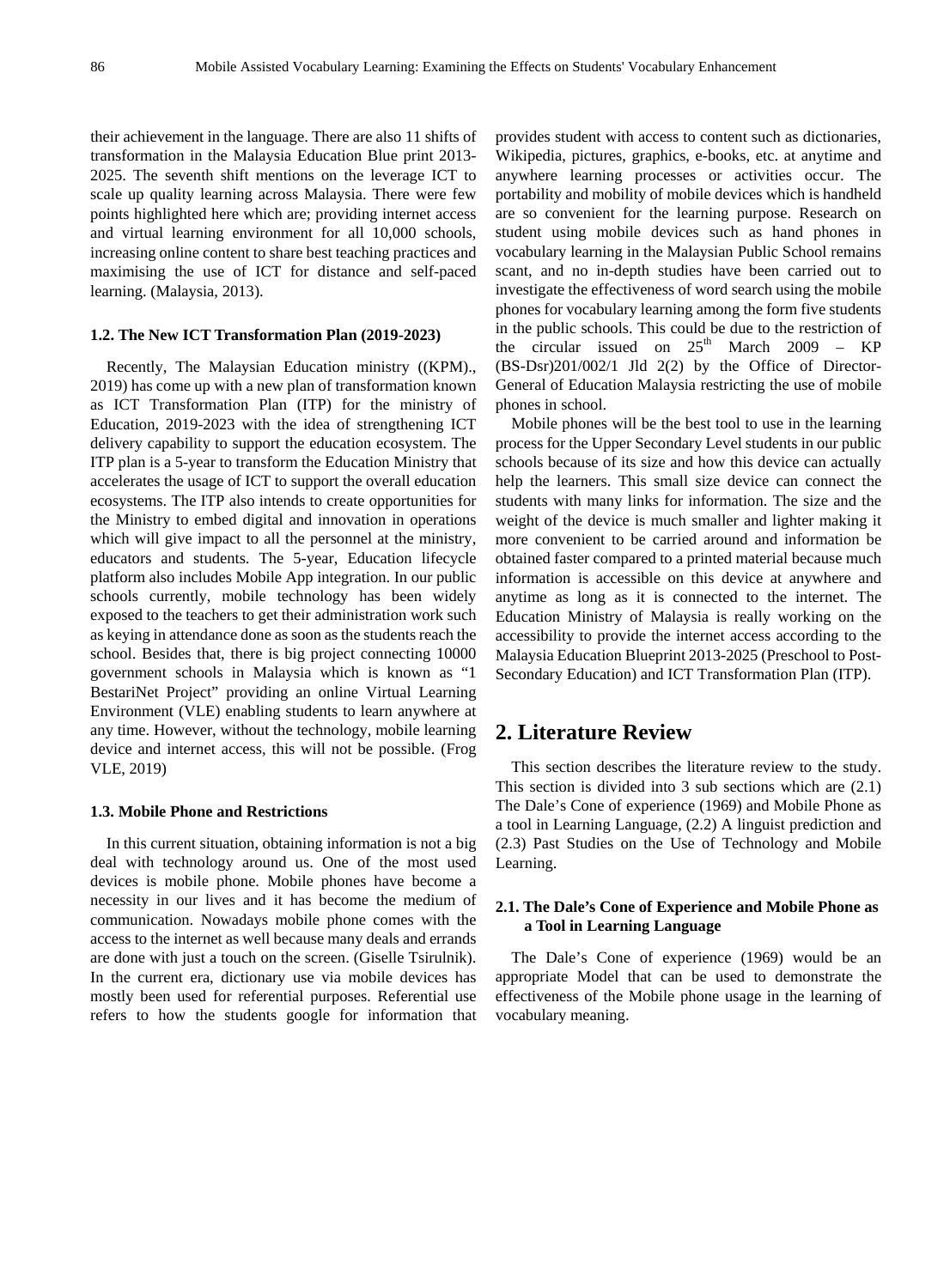their achievement in the language. There are also 11 shifts of transformation in the Malaysia Education Blue print 2013-2025. The seventh shift mentions on the leverage ICT to scale up quality learning across Malaysia. There were few points highlighted here which are; providing internet access and virtual learning environment for all 10,000 schools, increasing online content to share best teaching practices and maximising the use of ICT for distance and self-paced learning. (Malaysia, 2013).

### 1.2. The New ICT Transformation Plan (2019-2023)

Recently, The Malaysian Education ministry ((KPM)., 2019) has come up with a new plan of transformation known as ICT Transformation Plan (ITP) for the ministry of Education, 2019-2023 with the idea of strengthening ICT delivery capability to support the education ecosystem. The ITP plan is a 5-year to transform the Education Ministry that accelerates the usage of ICT to support the overall education ecosystems. The ITP also intends to create opportunities for the Ministry to embed digital and innovation in operations which will give impact to all the personnel at the ministry, educators and students. The 5-year, Education lifecycle platform also includes Mobile App integration. In our public schools currently, mobile technology has been widely exposed to the teachers to get their administration work such as keying in attendance done as soon as the students reach the school. Besides that, there is big project connecting 10000 government schools in Malaysia which is known as "1 BestariNet Project" providing an online Virtual Learning Environment (VLE) enabling students to learn anywhere at any time. However, without the technology, mobile learning device and internet access, this will not be possible. (Frog VLE, 2019)

### 1.3. Mobile Phone and Restrictions

In this current situation, obtaining information is not a big deal with technology around us. One of the most used devices is mobile phone. Mobile phones have become a necessity in our lives and it has become the medium of communication. Nowadays mobile phone comes with the access to the internet as well because many deals and errands are done with just a touch on the screen. (Giselle Tsirulnik). In the current era, dictionary use via mobile devices has mostly been used for referential purposes. Referential use refers to how the students google for information that provides student with access to content such as dictionaries, Wikipedia, pictures, graphics, e-books, etc. at anytime and anywhere learning processes or activities occur. The portability and mobility of mobile devices which is handheld are so convenient for the learning purpose. Research on student using mobile devices such as hand phones in vocabulary learning in the Malaysian Public School remains scant, and no in-depth studies have been carried out to investigate the effectiveness of word search using the mobile phones for vocabulary learning among the form five students in the public schools. This could be due to the restriction of the circular issued on 25th March 2009 – KP (BS-Dsr)201/002/1 Jld 2(2) by the Office of Director-General of Education Malaysia restricting the use of mobile phones in school.

Mobile phones will be the best tool to use in the learning process for the Upper Secondary Level students in our public schools because of its size and how this device can actually help the learners. This small size device can connect the students with many links for information. The size and the weight of the device is much smaller and lighter making it more convenient to be carried around and information be obtained faster compared to a printed material because much information is accessible on this device at anywhere and anytime as long as it is connected to the internet. The Education Ministry of Malaysia is really working on the accessibility to provide the internet access according to the Malaysia Education Blueprint 2013-2025 (Preschool to Post-Secondary Education) and ICT Transformation Plan (ITP).

## 2. Literature Review

This section describes the literature review to the study. This section is divided into 3 sub sections which are (2.1) The Dale's Cone of experience (1969) and Mobile Phone as a tool in Learning Language, (2.2) A linguist prediction and (2.3) Past Studies on the Use of Technology and Mobile Learning.

### 2.1. The Dale's Cone of Experience and Mobile Phone as a Tool in Learning Language

The Dale's Cone of experience (1969) would be an appropriate Model that can be used to demonstrate the effectiveness of the Mobile phone usage in the learning of vocabulary meaning.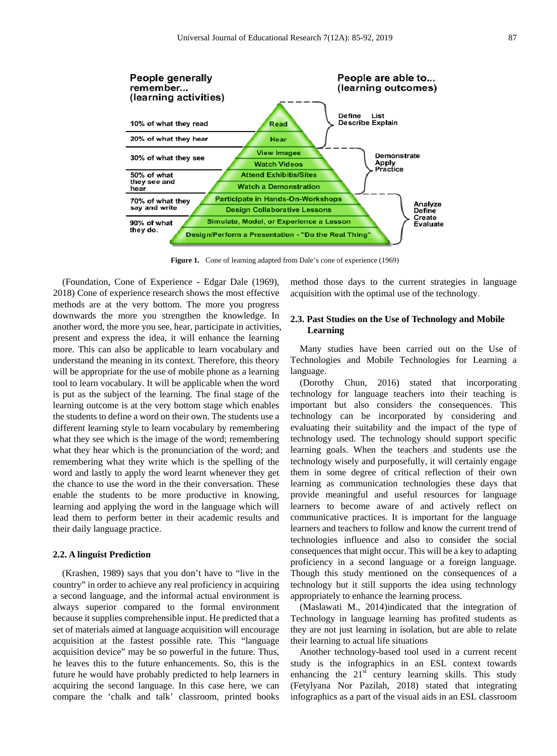**Figure 1.** Cone of learning adapted from Dale's cone of experience (1969)

(Foundation, Cone of Experience - Edgar Dale (1969), 2018) Cone of experience research shows the most effective methods are at the very bottom. The more you progress downwards the more you strengthen the knowledge. In another word, the more you see, hear, participate in activities, present and express the idea, it will enhance the learning more. This can also be applicable to learn vocabulary and understand the meaning in its context. Therefore, this theory will be appropriate for the use of mobile phone as a learning tool to learn vocabulary. It will be applicable when the word is put as the subject of the learning. The final stage of the learning outcome is at the very bottom stage which enables the students to define a word on their own. The students use a different learning style to learn vocabulary by remembering what they see which is the image of the word; remembering what they hear which is the pronunciation of the word; and remembering what they write which is the spelling of the word and lastly to apply the word learnt whenever they get the chance to use the word in the their conversation. These enable the students to be more productive in knowing, learning and applying the word in the language which will lead them to perform better in their academic results and their daily language practice.

### 2.2. A linguist Prediction

(Krashen, 1989) says that you don't have to "live in the country" in order to achieve any real proficiency in acquiring a second language, and the informal actual environment is always superior compared to the formal environment because it supplies comprehensible input. He predicted that a set of materials aimed at language acquisition will encourage acquisition at the fastest possible rate. This "language acquisition device" may be so powerful in the future. Thus, he leaves this to the future enhancements. So, this is the future he would have probably predicted to help learners in acquiring the second language. In this case here, we can compare the 'chalk and talk' classroom, printed books method those days to the current strategies in language acquisition with the optimal use of the technology.

### 2.3. Past Studies on the Use of Technology and Mobile Learning

Many studies have been carried out on the Use of Technologies and Mobile Technologies for Learning a language.

(Dorothy Chun, 2016) stated that incorporating technology for language teachers into their teaching is important but also considers the consequences. This technology can be incorporated by considering and evaluating their suitability and the impact of the type of technology used. The technology should support specific learning goals. When the teachers and students use the technology wisely and purposefully, it will certainly engage them in some degree of critical reflection of their own learning as communication technologies these days that provide meaningful and useful resources for language learners to become aware of and actively reflect on communicative practices. It is important for the language learners and teachers to follow and know the current trend of technologies influence and also to consider the social consequences that might occur. This will be a key to adapting proficiency in a second language or a foreign language. Though this study mentioned on the consequences of a technology but it still supports the idea using technology appropriately to enhance the learning process.

(Maslawati M., 2014)indicated that the integration of Technology in language learning has profited students as they are not just learning in isolation, but are able to relate their learning to actual life situations

Another technology-based tool used in a current recent study is the infographics in an ESL context towards enhancing the 21st century learning skills. This study (Fetylyana Nor Pazilah, 2018) stated that integrating infographics as a part of the visual aids in an ESL classroom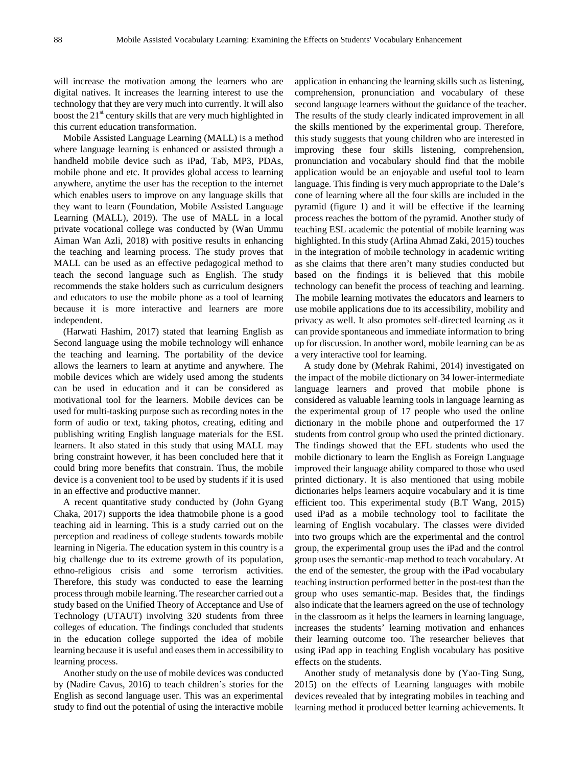will increase the motivation among the learners who are digital natives. It increases the learning interest to use the technology that they are very much into currently. It will also boost the 21st century skills that are very much highlighted in this current education transformation.

Mobile Assisted Language Learning (MALL) is a method where language learning is enhanced or assisted through a handheld mobile device such as iPad, Tab, MP3, PDAs, mobile phone and etc. It provides global access to learning anywhere, anytime the user has the reception to the internet which enables users to improve on any language skills that they want to learn (Foundation, Mobile Assisted Language Learning (MALL), 2019). The use of MALL in a local private vocational college was conducted by (Wan Ummu Aiman Wan Azli, 2018) with positive results in enhancing the teaching and learning process. The study proves that MALL can be used as an effective pedagogical method to teach the second language such as English. The study recommends the stake holders such as curriculum designers and educators to use the mobile phone as a tool of learning because it is more interactive and learners are more independent.

(Harwati Hashim, 2017) stated that learning English as Second language using the mobile technology will enhance the teaching and learning. The portability of the device allows the learners to learn at anytime and anywhere. The mobile devices which are widely used among the students can be used in education and it can be considered as motivational tool for the learners. Mobile devices can be used for multi-tasking purpose such as recording notes in the form of audio or text, taking photos, creating, editing and publishing writing English language materials for the ESL learners. It also stated in this study that using MALL may bring constraint however, it has been concluded here that it could bring more benefits that constrain. Thus, the mobile device is a convenient tool to be used by students if it is used in an effective and productive manner.

A recent quantitative study conducted by (John Gyang Chaka, 2017) supports the idea thatmobile phone is a good teaching aid in learning. This is a study carried out on the perception and readiness of college students towards mobile learning in Nigeria. The education system in this country is a big challenge due to its extreme growth of its population, ethno-religious crisis and some terrorism activities. Therefore, this study was conducted to ease the learning process through mobile learning. The researcher carried out a study based on the Unified Theory of Acceptance and Use of Technology (UTAUT) involving 320 students from three colleges of education. The findings concluded that students in the education college supported the idea of mobile learning because it is useful and eases them in accessibility to learning process.

Another study on the use of mobile devices was conducted by (Nadire Cavus, 2016) to teach children's stories for the English as second language user. This was an experimental study to find out the potential of using the interactive mobile application in enhancing the learning skills such as listening, comprehension, pronunciation and vocabulary of these second language learners without the guidance of the teacher. The results of the study clearly indicated improvement in all the skills mentioned by the experimental group. Therefore, this study suggests that young children who are interested in improving these four skills listening, comprehension, pronunciation and vocabulary should find that the mobile application would be an enjoyable and useful tool to learn language. This finding is very much appropriate to the Dale's cone of learning where all the four skills are included in the pyramid (figure 1) and it will be effective if the learning process reaches the bottom of the pyramid. Another study of teaching ESL academic the potential of mobile learning was highlighted. In this study (Arlina Ahmad Zaki, 2015) touches in the integration of mobile technology in academic writing as she claims that there aren't many studies conducted but based on the findings it is believed that this mobile technology can benefit the process of teaching and learning. The mobile learning motivates the educators and learners to use mobile applications due to its accessibility, mobility and privacy as well. It also promotes self-directed learning as it can provide spontaneous and immediate information to bring up for discussion. In another word, mobile learning can be as a very interactive tool for learning.

A study done by (Mehrak Rahimi, 2014) investigated on the impact of the mobile dictionary on 34 lower-intermediate language learners and proved that mobile phone is considered as valuable learning tools in language learning as the experimental group of 17 people who used the online dictionary in the mobile phone and outperformed the 17 students from control group who used the printed dictionary. The findings showed that the EFL students who used the mobile dictionary to learn the English as Foreign Language improved their language ability compared to those who used printed dictionary. It is also mentioned that using mobile dictionaries helps learners acquire vocabulary and it is time efficient too. This experimental study (B.T Wang, 2015) used iPad as a mobile technology tool to facilitate the learning of English vocabulary. The classes were divided into two groups which are the experimental and the control group, the experimental group uses the iPad and the control group uses the semantic-map method to teach vocabulary. At the end of the semester, the group with the iPad vocabulary teaching instruction performed better in the post-test than the group who uses semantic-map. Besides that, the findings also indicate that the learners agreed on the use of technology in the classroom as it helps the learners in learning language, increases the students' learning motivation and enhances their learning outcome too. The researcher believes that using iPad app in teaching English vocabulary has positive effects on the students.

Another study of metanalysis done by (Yao-Ting Sung, 2015) on the effects of Learning languages with mobile devices revealed that by integrating mobiles in teaching and learning method it produced better learning achievements. It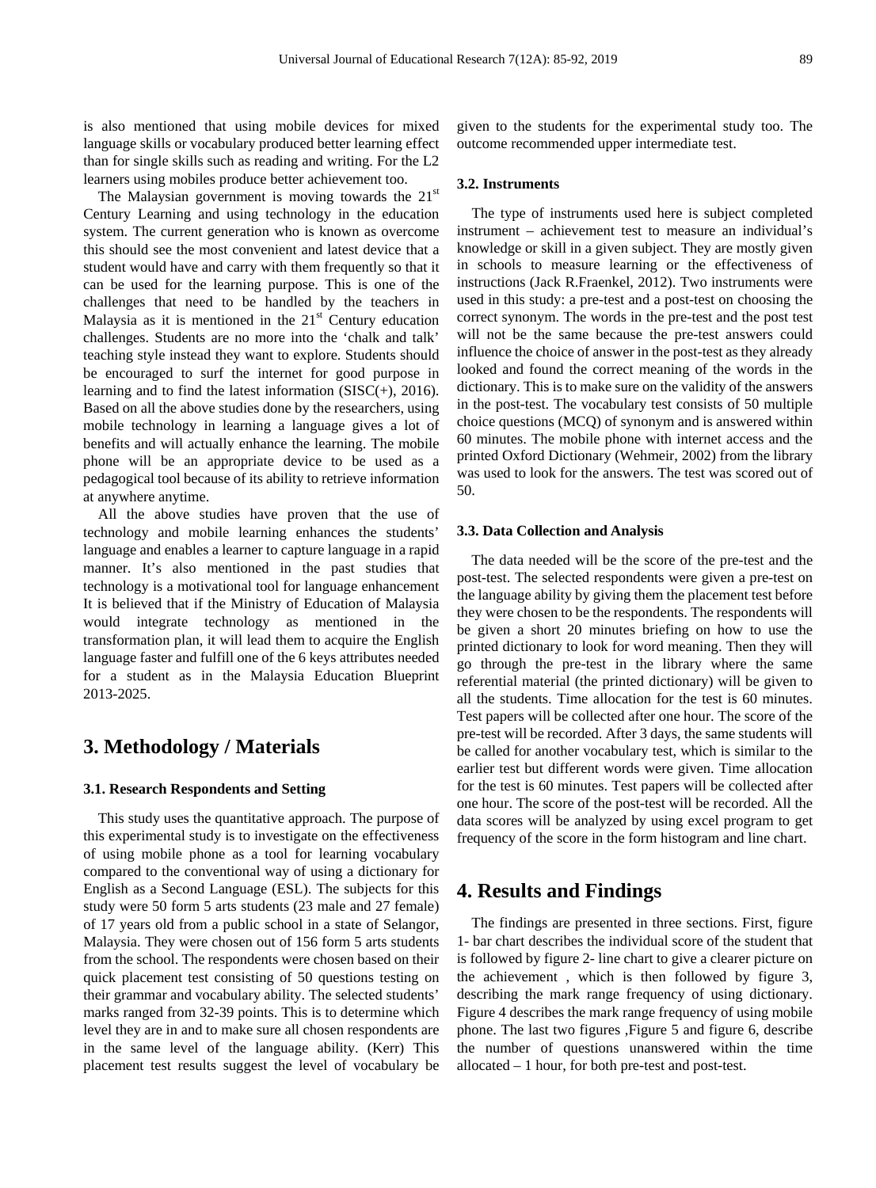is also mentioned that using mobile devices for mixed language skills or vocabulary produced better learning effect than for single skills such as reading and writing. For the L2 learners using mobiles produce better achievement too.

The Malaysian government is moving towards the 21st Century Learning and using technology in the education system. The current generation who is known as overcome this should see the most convenient and latest device that a student would have and carry with them frequently so that it can be used for the learning purpose. This is one of the challenges that need to be handled by the teachers in Malaysia as it is mentioned in the 21st Century education challenges. Students are no more into the 'chalk and talk' teaching style instead they want to explore. Students should be encouraged to surf the internet for good purpose in learning and to find the latest information (SISC(+), 2016). Based on all the above studies done by the researchers, using mobile technology in learning a language gives a lot of benefits and will actually enhance the learning. The mobile phone will be an appropriate device to be used as a pedagogical tool because of its ability to retrieve information at anywhere anytime.

All the above studies have proven that the use of technology and mobile learning enhances the students' language and enables a learner to capture language in a rapid manner. It's also mentioned in the past studies that technology is a motivational tool for language enhancement It is believed that if the Ministry of Education of Malaysia would integrate technology as mentioned in the transformation plan, it will lead them to acquire the English language faster and fulfill one of the 6 keys attributes needed for a student as in the Malaysia Education Blueprint 2013-2025.

# 3. Methodology / Materials

### 3.1. Research Respondents and Setting

This study uses the quantitative approach. The purpose of this experimental study is to investigate on the effectiveness of using mobile phone as a tool for learning vocabulary compared to the conventional way of using a dictionary for English as a Second Language (ESL). The subjects for this study were 50 form 5 arts students (23 male and 27 female) of 17 years old from a public school in a state of Selangor, Malaysia. They were chosen out of 156 form 5 arts students from the school. The respondents were chosen based on their quick placement test consisting of 50 questions testing on their grammar and vocabulary ability. The selected students' marks ranged from 32-39 points. This is to determine which level they are in and to make sure all chosen respondents are in the same level of the language ability. (Kerr) This placement test results suggest the level of vocabulary be given to the students for the experimental study too. The outcome recommended upper intermediate test.

### 3.2. Instruments

The type of instruments used here is subject completed instrument – achievement test to measure an individual's knowledge or skill in a given subject. They are mostly given in schools to measure learning or the effectiveness of instructions (Jack R.Fraenkel, 2012). Two instruments were used in this study: a pre-test and a post-test on choosing the correct synonym. The words in the pre-test and the post test will not be the same because the pre-test answers could influence the choice of answer in the post-test as they already looked and found the correct meaning of the words in the dictionary. This is to make sure on the validity of the answers in the post-test. The vocabulary test consists of 50 multiple choice questions (MCQ) of synonym and is answered within 60 minutes. The mobile phone with internet access and the printed Oxford Dictionary (Wehmeir, 2002) from the library was used to look for the answers. The test was scored out of 50.

### 3.3. Data Collection and Analysis

The data needed will be the score of the pre-test and the post-test. The selected respondents were given a pre-test on the language ability by giving them the placement test before they were chosen to be the respondents. The respondents will be given a short 20 minutes briefing on how to use the printed dictionary to look for word meaning. Then they will go through the pre-test in the library where the same referential material (the printed dictionary) will be given to all the students. Time allocation for the test is 60 minutes. Test papers will be collected after one hour. The score of the pre-test will be recorded. After 3 days, the same students will be called for another vocabulary test, which is similar to the earlier test but different words were given. Time allocation for the test is 60 minutes. Test papers will be collected after one hour. The score of the post-test will be recorded. All the data scores will be analyzed by using excel program to get frequency of the score in the form histogram and line chart.

# 4. Results and Findings

The findings are presented in three sections. First, figure 1- bar chart describes the individual score of the student that is followed by figure 2- line chart to give a clearer picture on the achievement , which is then followed by figure 3, describing the mark range frequency of using dictionary. Figure 4 describes the mark range frequency of using mobile phone. The last two figures ,Figure 5 and figure 6, describe the number of questions unanswered within the time allocated – 1 hour, for both pre-test and post-test.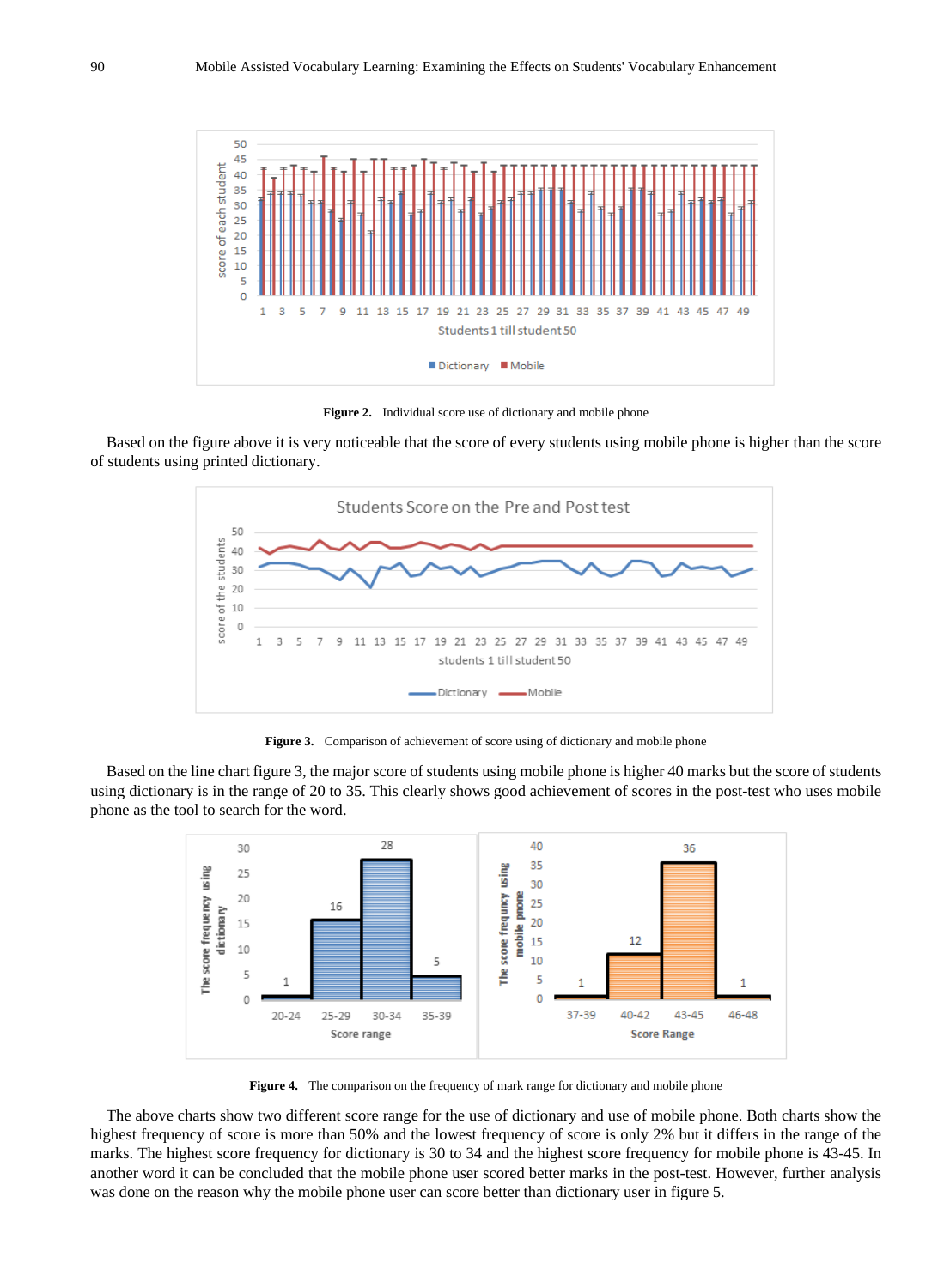**Figure 2.** Individual score use of dictionary and mobile phone

Based on the figure above it is very noticeable that the score of every students using mobile phone is higher than the score of students using printed dictionary.

**Figure 3.** Comparison of achievement of score using of dictionary and mobile phone

Based on the line chart figure 3, the major score of students using mobile phone is higher 40 marks but the score of students using dictionary is in the range of 20 to 35. This clearly shows good achievement of scores in the post-test who uses mobile phone as the tool to search for the word.

**Figure 4.** The comparison on the frequency of mark range for dictionary and mobile phone

The above charts show two different score range for the use of dictionary and use of mobile phone. Both charts show the highest frequency of score is more than 50% and the lowest frequency of score is only 2% but it differs in the range of the marks. The highest score frequency for dictionary is 30 to 34 and the highest score frequency for mobile phone is 43-45. In another word it can be concluded that the mobile phone user scored better marks in the post-test. However, further analysis was done on the reason why the mobile phone user can score better than dictionary user in figure 5.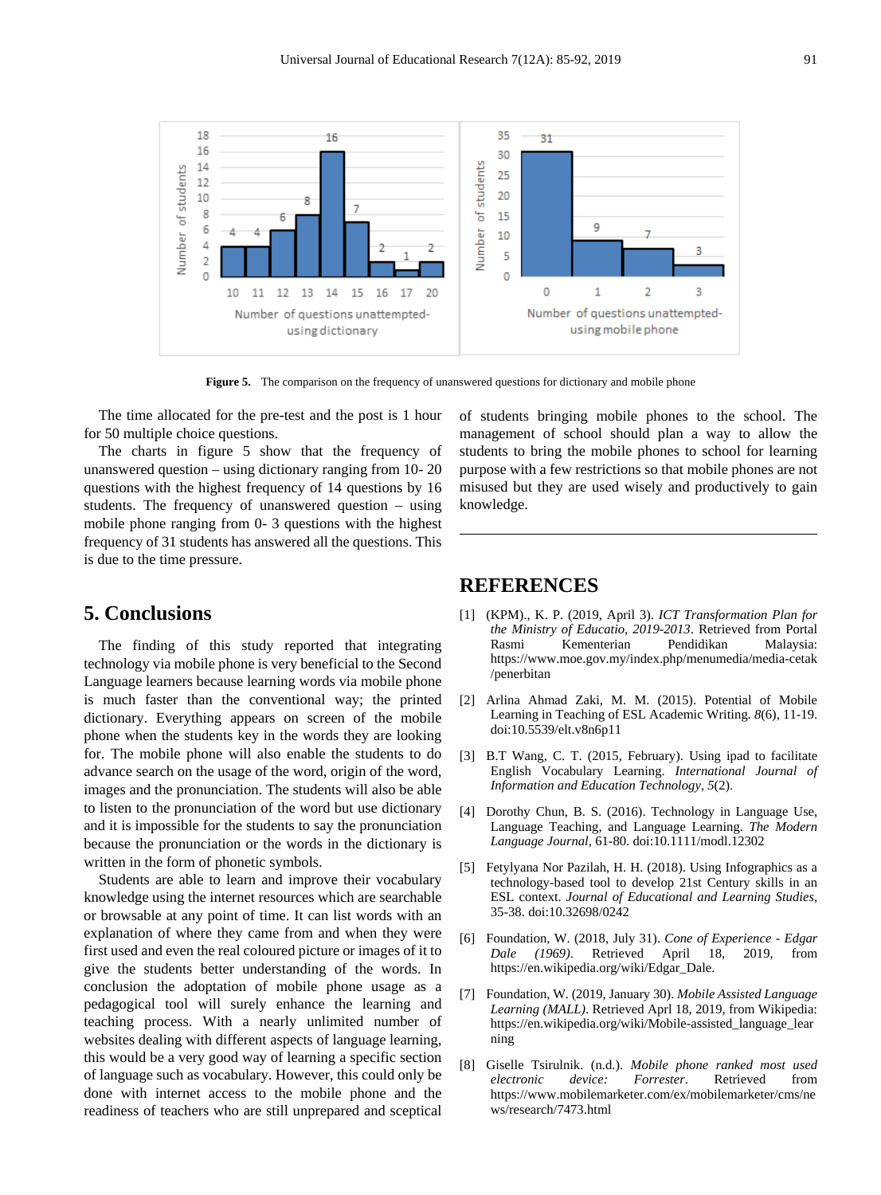**Figure 5.** The comparison on the frequency of unanswered questions for dictionary and mobile phone

The time allocated for the pre-test and the post is 1 hour for 50 multiple choice questions.

The charts in figure 5 show that the frequency of unanswered question – using dictionary ranging from 10- 20 questions with the highest frequency of 14 questions by 16 students. The frequency of unanswered question – using mobile phone ranging from 0- 3 questions with the highest frequency of 31 students has answered all the questions. This is due to the time pressure.

## 5. Conclusions

The finding of this study reported that integrating technology via mobile phone is very beneficial to the Second Language learners because learning words via mobile phone is much faster than the conventional way; the printed dictionary. Everything appears on screen of the mobile phone when the students key in the words they are looking for. The mobile phone will also enable the students to do advance search on the usage of the word, origin of the word, images and the pronunciation. The students will also be able to listen to the pronunciation of the word but use dictionary and it is impossible for the students to say the pronunciation because the pronunciation or the words in the dictionary is written in the form of phonetic symbols.

Students are able to learn and improve their vocabulary knowledge using the internet resources which are searchable or browsable at any point of time. It can list words with an explanation of where they came from and when they were first used and even the real coloured picture or images of it to give the students better understanding of the words. In conclusion the adoptation of mobile phone usage as a pedagogical tool will surely enhance the learning and teaching process. With a nearly unlimited number of websites dealing with different aspects of language learning, this would be a very good way of learning a specific section of language such as vocabulary. However, this could only be done with internet access to the mobile phone and the readiness of teachers who are still unprepared and sceptical of students bringing mobile phones to the school. The management of school should plan a way to allow the students to bring the mobile phones to school for learning purpose with a few restrictions so that mobile phones are not misused but they are used wisely and productively to gain knowledge.

## REFERENCES

[1] (KPM)., K. P. (2019, April 3). *ICT Transformation Plan for the Ministry of Educatio, 2019-2013*. Retrieved from Portal Rasmi Kementerian Pendidikan Malaysia: https://www.moe.gov.my/index.php/menumedia/media-cetak/penerbitan

[2] Arlina Ahmad Zaki, M. M. (2015). Potential of Mobile Learning in Teaching of ESL Academic Writing. *8*(6), 11-19. doi:10.5539/elt.v8n6p11

[3] B.T Wang, C. T. (2015, February). Using ipad to facilitate English Vocabulary Learning. *International Journal of Information and Education Technology, 5*(2).

[4] Dorothy Chun, B. S. (2016). Technology in Language Use, Language Teaching, and Language Learning. *The Modern Language Journal*, 61-80. doi:10.1111/modl.12302

[5] Fetylyana Nor Pazilah, H. H. (2018). Using Infographics as a technology-based tool to develop 21st Century skills in an ESL context. *Journal of Educational and Learning Studies*, 35-38. doi:10.32698/0242

[6] Foundation, W. (2018, July 31). *Cone of Experience - Edgar Dale (1969)*. Retrieved April 18, 2019, from https://en.wikipedia.org/wiki/Edgar_Dale.

[7] Foundation, W. (2019, January 30). *Mobile Assisted Language Learning (MALL)*. Retrieved Aprl 18, 2019, from Wikipedia: https://en.wikipedia.org/wiki/Mobile-assisted_language_learning

[8] Giselle Tsirulnik. (n.d.). *Mobile phone ranked most used electronic device: Forrester*. Retrieved from https://www.mobilemarketer.com/ex/mobilemarketer/cms/news/research/7473.html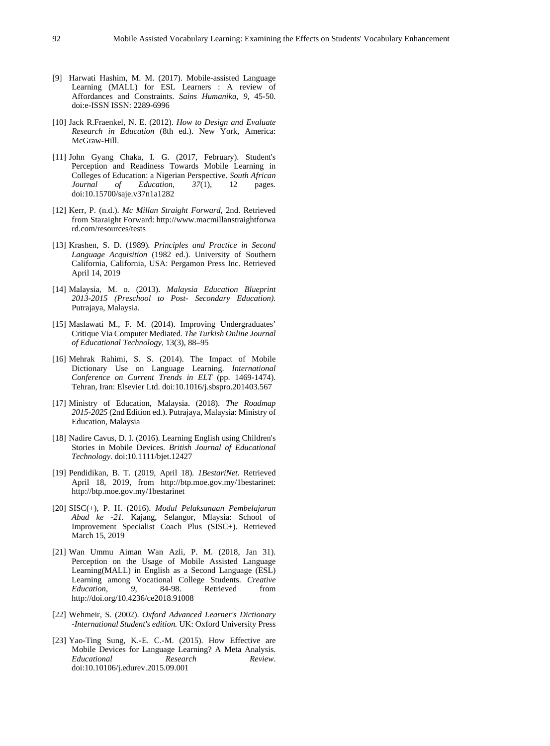[9] Harwati Hashim, M. M. (2017). Mobile-assisted Language Learning (MALL) for ESL Learners : A review of Affordances and Constraints. *Sains Humanika, 9*, 45-50. doi:e-ISSN ISSN: 2289-6996

[10] Jack R.Fraenkel, N. E. (2012). *How to Design and Evaluate Research in Education* (8th ed.). New York, America: McGraw-Hill.

[11] John Gyang Chaka, I. G. (2017, February). Student's Perception and Readiness Towards Mobile Learning in Colleges of Education: a Nigerian Perspective. *South African Journal of Education, 37*(1), 12 pages. doi:10.15700/saje.v37n1a1282

[12] Kerr, P. (n.d.). *Mc Millan Straight Forward*, 2nd. Retrieved from Staraight Forward: http://www.macmillanstraightforward.com/resources/tests

[13] Krashen, S. D. (1989). *Principles and Practice in Second Language Acquisition* (1982 ed.). University of Southern California, California, USA: Pergamon Press Inc. Retrieved April 14, 2019

[14] Malaysia, M. o. (2013). *Malaysia Education Blueprint 2013-2015 (Preschool to Post- Secondary Education).* Putrajaya, Malaysia.

[15] Maslawati M., F. M. (2014). Improving Undergraduates' Critique Via Computer Mediated. *The Turkish Online Journal of Educational Technology*, 13(3), 88–95

[16] Mehrak Rahimi, S. S. (2014). The Impact of Mobile Dictionary Use on Language Learning. *International Conference on Current Trends in ELT* (pp. 1469-1474). Tehran, Iran: Elsevier Ltd. doi:10.1016/j.sbspro.201403.567

[17] Ministry of Education, Malaysia. (2018). *The Roadmap 2015-2025* (2nd Edition ed.). Putrajaya, Malaysia: Ministry of Education, Malaysia

[18] Nadire Cavus, D. I. (2016). Learning English using Children's Stories in Mobile Devices. *British Journal of Educational Technology*. doi:10.1111/bjet.12427

[19] Pendidikan, B. T. (2019, April 18). *1BestariNet*. Retrieved April 18, 2019, from http://btp.moe.gov.my/1bestarinet: http://btp.moe.gov.my/1bestarinet

[20] SISC(+), P. H. (2016). *Modul Pelaksanaan Pembelajaran Abad ke -21.* Kajang, Selangor, Mlaysia: School of Improvement Specialist Coach Plus (SISC+). Retrieved March 15, 2019

[21] Wan Ummu Aiman Wan Azli, P. M. (2018, Jan 31). Perception on the Usage of Mobile Assisted Language Learning(MALL) in English as a Second Language (ESL) Learning among Vocational College Students. *Creative Education, 9*, 84-98. Retrieved from http://doi.org/10.4236/ce2018.91008

[22] Wehmeir, S. (2002). *Oxford Advanced Learner's Dictionary -International Student's edition.* UK: Oxford University Press

[23] Yao-Ting Sung, K.-E. C.-M. (2015). How Effective are Mobile Devices for Language Learning? A Meta Analysis. *Educational Research Review*. doi:10.10106/j.edurev.2015.09.001